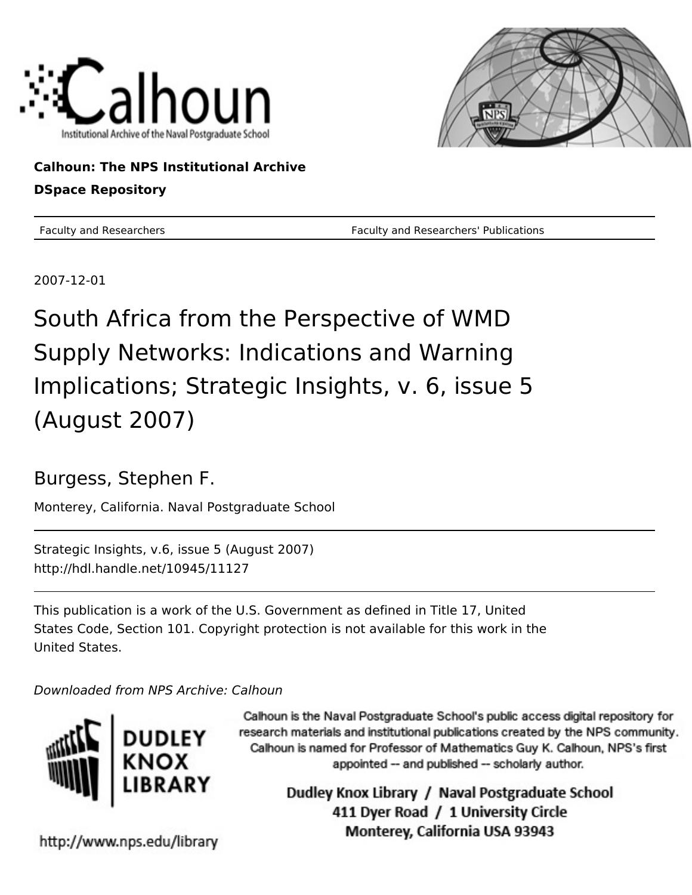Calhoun: The NPS Institutional Archive

DSpace Repository

Faculty and Researchers — Faculty and Researchers' Publications

2007-12-01

# South Africa from the Perspective of WMD Supply Networks: Indications and Warning Implications; Strategic Insights, v. 6, issue 5 (August 2007)

Burgess, Stephen F.

Monterey, California. Naval Postgraduate School

Strategic Insights, v.6, issue 5 (August 2007)
http://hdl.handle.net/10945/11127

This publication is a work of the U.S. Government as defined in Title 17, United States Code, Section 101. Copyright protection is not available for this work in the United States.

*Downloaded from NPS Archive: Calhoun*

Calhoun is the Naval Postgraduate School's public access digital repository for research materials and institutional publications created by the NPS community. Calhoun is named for Professor of Mathematics Guy K. Calhoun, NPS's first appointed -- and published -- scholarly author.

Dudley Knox Library / Naval Postgraduate School
411 Dyer Road / 1 University Circle
Monterey, California USA 93943

http://www.nps.edu/library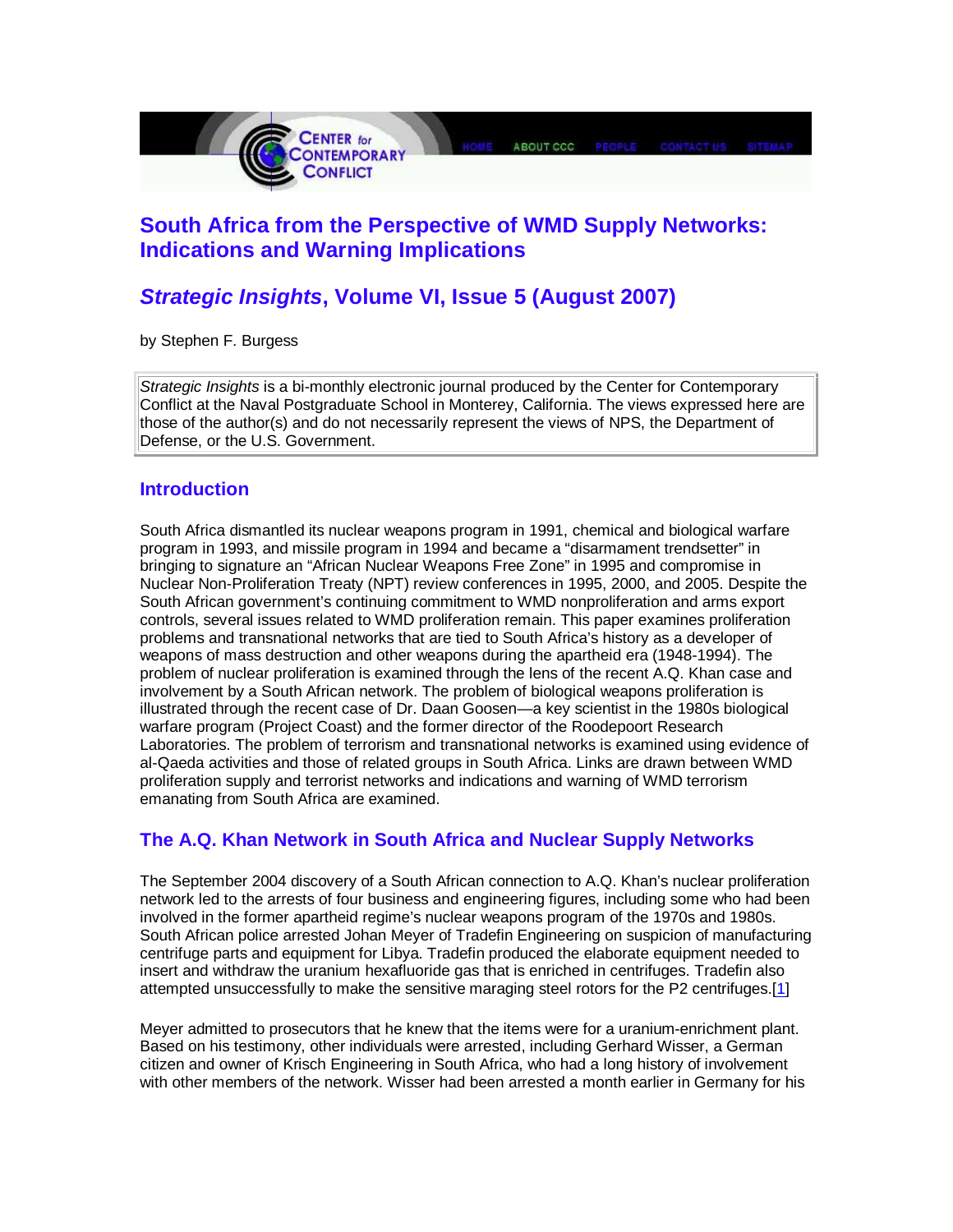# South Africa from the Perspective of WMD Supply Networks: Indications and Warning Implications

## *Strategic Insights*, Volume VI, Issue 5 (August 2007)

by Stephen F. Burgess

*Strategic Insights* is a bi-monthly electronic journal produced by the Center for Contemporary Conflict at the Naval Postgraduate School in Monterey, California. The views expressed here are those of the author(s) and do not necessarily represent the views of NPS, the Department of Defense, or the U.S. Government.

## Introduction

South Africa dismantled its nuclear weapons program in 1991, chemical and biological warfare program in 1993, and missile program in 1994 and became a "disarmament trendsetter" in bringing to signature an "African Nuclear Weapons Free Zone" in 1995 and compromise in Nuclear Non-Proliferation Treaty (NPT) review conferences in 1995, 2000, and 2005. Despite the South African government's continuing commitment to WMD nonproliferation and arms export controls, several issues related to WMD proliferation remain. This paper examines proliferation problems and transnational networks that are tied to South Africa's history as a developer of weapons of mass destruction and other weapons during the apartheid era (1948-1994). The problem of nuclear proliferation is examined through the lens of the recent A.Q. Khan case and involvement by a South African network. The problem of biological weapons proliferation is illustrated through the recent case of Dr. Daan Goosen—a key scientist in the 1980s biological warfare program (Project Coast) and the former director of the Roodepoort Research Laboratories. The problem of terrorism and transnational networks is examined using evidence of al-Qaeda activities and those of related groups in South Africa. Links are drawn between WMD proliferation supply and terrorist networks and indications and warning of WMD terrorism emanating from South Africa are examined.

## The A.Q. Khan Network in South Africa and Nuclear Supply Networks

The September 2004 discovery of a South African connection to A.Q. Khan's nuclear proliferation network led to the arrests of four business and engineering figures, including some who had been involved in the former apartheid regime's nuclear weapons program of the 1970s and 1980s. South African police arrested Johan Meyer of Tradefin Engineering on suspicion of manufacturing centrifuge parts and equipment for Libya. Tradefin produced the elaborate equipment needed to insert and withdraw the uranium hexafluoride gas that is enriched in centrifuges. Tradefin also attempted unsuccessfully to make the sensitive maraging steel rotors for the P2 centrifuges.[1]

Meyer admitted to prosecutors that he knew that the items were for a uranium-enrichment plant. Based on his testimony, other individuals were arrested, including Gerhard Wisser, a German citizen and owner of Krisch Engineering in South Africa, who had a long history of involvement with other members of the network. Wisser had been arrested a month earlier in Germany for his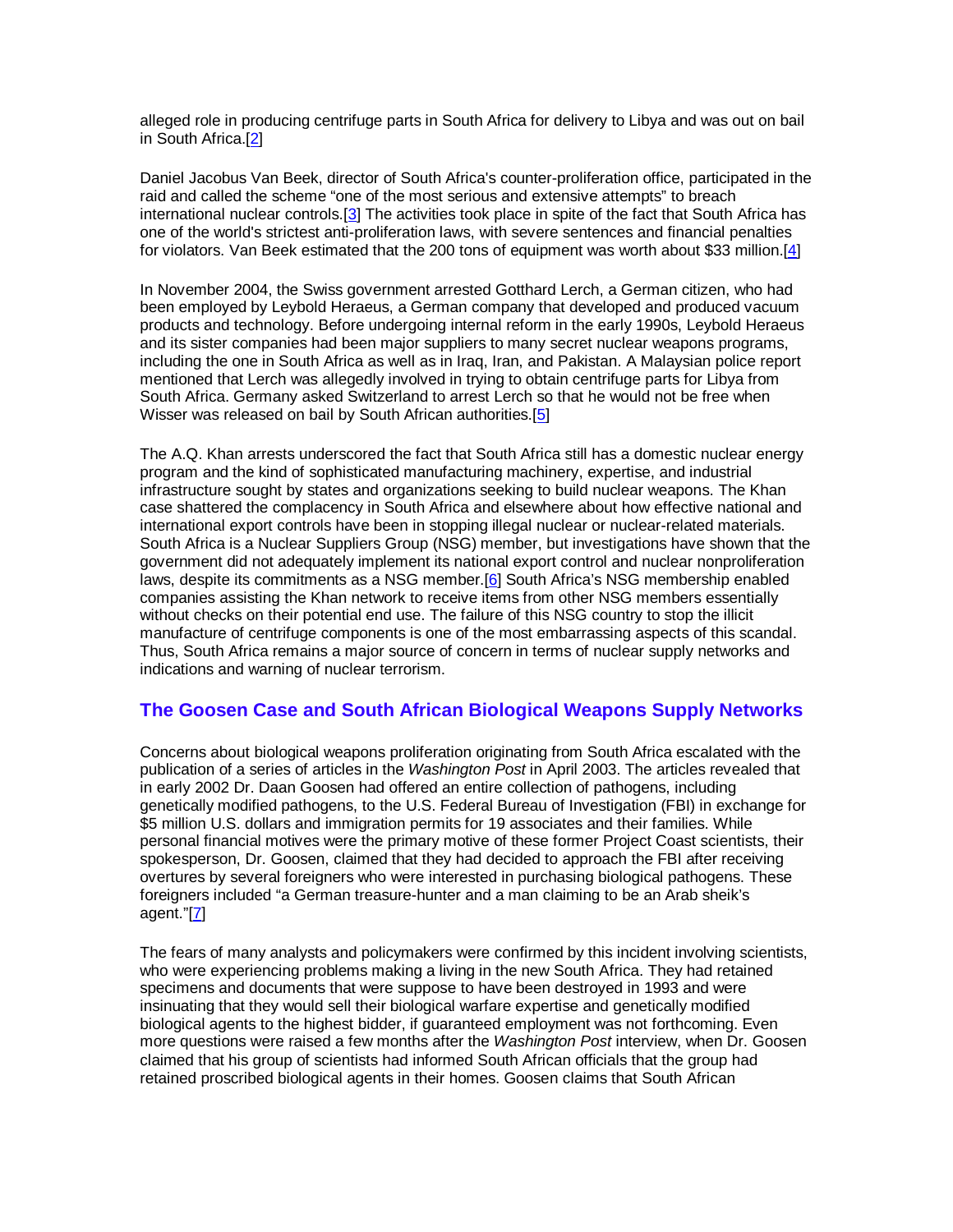alleged role in producing centrifuge parts in South Africa for delivery to Libya and was out on bail in South Africa.[2]

Daniel Jacobus Van Beek, director of South Africa's counter-proliferation office, participated in the raid and called the scheme "one of the most serious and extensive attempts" to breach international nuclear controls.[3] The activities took place in spite of the fact that South Africa has one of the world's strictest anti-proliferation laws, with severe sentences and financial penalties for violators. Van Beek estimated that the 200 tons of equipment was worth about $33 million.[4]

In November 2004, the Swiss government arrested Gotthard Lerch, a German citizen, who had been employed by Leybold Heraeus, a German company that developed and produced vacuum products and technology. Before undergoing internal reform in the early 1990s, Leybold Heraeus and its sister companies had been major suppliers to many secret nuclear weapons programs, including the one in South Africa as well as in Iraq, Iran, and Pakistan. A Malaysian police report mentioned that Lerch was allegedly involved in trying to obtain centrifuge parts for Libya from South Africa. Germany asked Switzerland to arrest Lerch so that he would not be free when Wisser was released on bail by South African authorities.[5]

The A.Q. Khan arrests underscored the fact that South Africa still has a domestic nuclear energy program and the kind of sophisticated manufacturing machinery, expertise, and industrial infrastructure sought by states and organizations seeking to build nuclear weapons. The Khan case shattered the complacency in South Africa and elsewhere about how effective national and international export controls have been in stopping illegal nuclear or nuclear-related materials. South Africa is a Nuclear Suppliers Group (NSG) member, but investigations have shown that the government did not adequately implement its national export control and nuclear nonproliferation laws, despite its commitments as a NSG member.[6] South Africa's NSG membership enabled companies assisting the Khan network to receive items from other NSG members essentially without checks on their potential end use. The failure of this NSG country to stop the illicit manufacture of centrifuge components is one of the most embarrassing aspects of this scandal. Thus, South Africa remains a major source of concern in terms of nuclear supply networks and indications and warning of nuclear terrorism.

## The Goosen Case and South African Biological Weapons Supply Networks

Concerns about biological weapons proliferation originating from South Africa escalated with the publication of a series of articles in the *Washington Post* in April 2003. The articles revealed that in early 2002 Dr. Daan Goosen had offered an entire collection of pathogens, including genetically modified pathogens, to the U.S. Federal Bureau of Investigation (FBI) in exchange for $5 million U.S. dollars and immigration permits for 19 associates and their families. While personal financial motives were the primary motive of these former Project Coast scientists, their spokesperson, Dr. Goosen, claimed that they had decided to approach the FBI after receiving overtures by several foreigners who were interested in purchasing biological pathogens. These foreigners included "a German treasure-hunter and a man claiming to be an Arab sheik's agent."[7]

The fears of many analysts and policymakers were confirmed by this incident involving scientists, who were experiencing problems making a living in the new South Africa. They had retained specimens and documents that were suppose to have been destroyed in 1993 and were insinuating that they would sell their biological warfare expertise and genetically modified biological agents to the highest bidder, if guaranteed employment was not forthcoming. Even more questions were raised a few months after the *Washington Post* interview, when Dr. Goosen claimed that his group of scientists had informed South African officials that the group had retained proscribed biological agents in their homes. Goosen claims that South African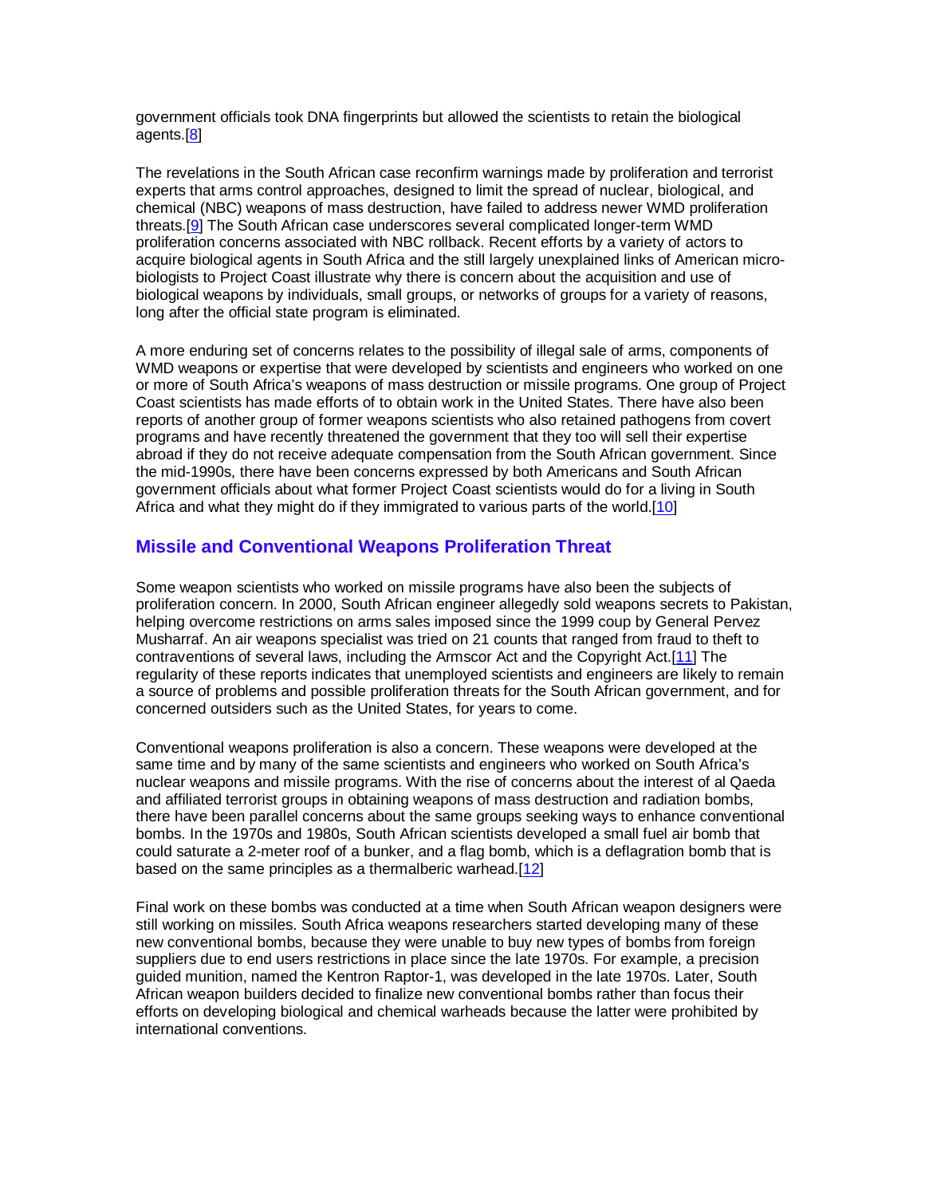government officials took DNA fingerprints but allowed the scientists to retain the biological agents.[8]

The revelations in the South African case reconfirm warnings made by proliferation and terrorist experts that arms control approaches, designed to limit the spread of nuclear, biological, and chemical (NBC) weapons of mass destruction, have failed to address newer WMD proliferation threats.[9] The South African case underscores several complicated longer-term WMD proliferation concerns associated with NBC rollback. Recent efforts by a variety of actors to acquire biological agents in South Africa and the still largely unexplained links of American micro-biologists to Project Coast illustrate why there is concern about the acquisition and use of biological weapons by individuals, small groups, or networks of groups for a variety of reasons, long after the official state program is eliminated.

A more enduring set of concerns relates to the possibility of illegal sale of arms, components of WMD weapons or expertise that were developed by scientists and engineers who worked on one or more of South Africa's weapons of mass destruction or missile programs. One group of Project Coast scientists has made efforts of to obtain work in the United States. There have also been reports of another group of former weapons scientists who also retained pathogens from covert programs and have recently threatened the government that they too will sell their expertise abroad if they do not receive adequate compensation from the South African government. Since the mid-1990s, there have been concerns expressed by both Americans and South African government officials about what former Project Coast scientists would do for a living in South Africa and what they might do if they immigrated to various parts of the world.[10]

## Missile and Conventional Weapons Proliferation Threat

Some weapon scientists who worked on missile programs have also been the subjects of proliferation concern. In 2000, South African engineer allegedly sold weapons secrets to Pakistan, helping overcome restrictions on arms sales imposed since the 1999 coup by General Pervez Musharraf. An air weapons specialist was tried on 21 counts that ranged from fraud to theft to contraventions of several laws, including the Armscor Act and the Copyright Act.[11] The regularity of these reports indicates that unemployed scientists and engineers are likely to remain a source of problems and possible proliferation threats for the South African government, and for concerned outsiders such as the United States, for years to come.

Conventional weapons proliferation is also a concern. These weapons were developed at the same time and by many of the same scientists and engineers who worked on South Africa's nuclear weapons and missile programs. With the rise of concerns about the interest of al Qaeda and affiliated terrorist groups in obtaining weapons of mass destruction and radiation bombs, there have been parallel concerns about the same groups seeking ways to enhance conventional bombs. In the 1970s and 1980s, South African scientists developed a small fuel air bomb that could saturate a 2-meter roof of a bunker, and a flag bomb, which is a deflagration bomb that is based on the same principles as a thermalberic warhead.[12]

Final work on these bombs was conducted at a time when South African weapon designers were still working on missiles. South Africa weapons researchers started developing many of these new conventional bombs, because they were unable to buy new types of bombs from foreign suppliers due to end users restrictions in place since the late 1970s. For example, a precision guided munition, named the Kentron Raptor-1, was developed in the late 1970s. Later, South African weapon builders decided to finalize new conventional bombs rather than focus their efforts on developing biological and chemical warheads because the latter were prohibited by international conventions.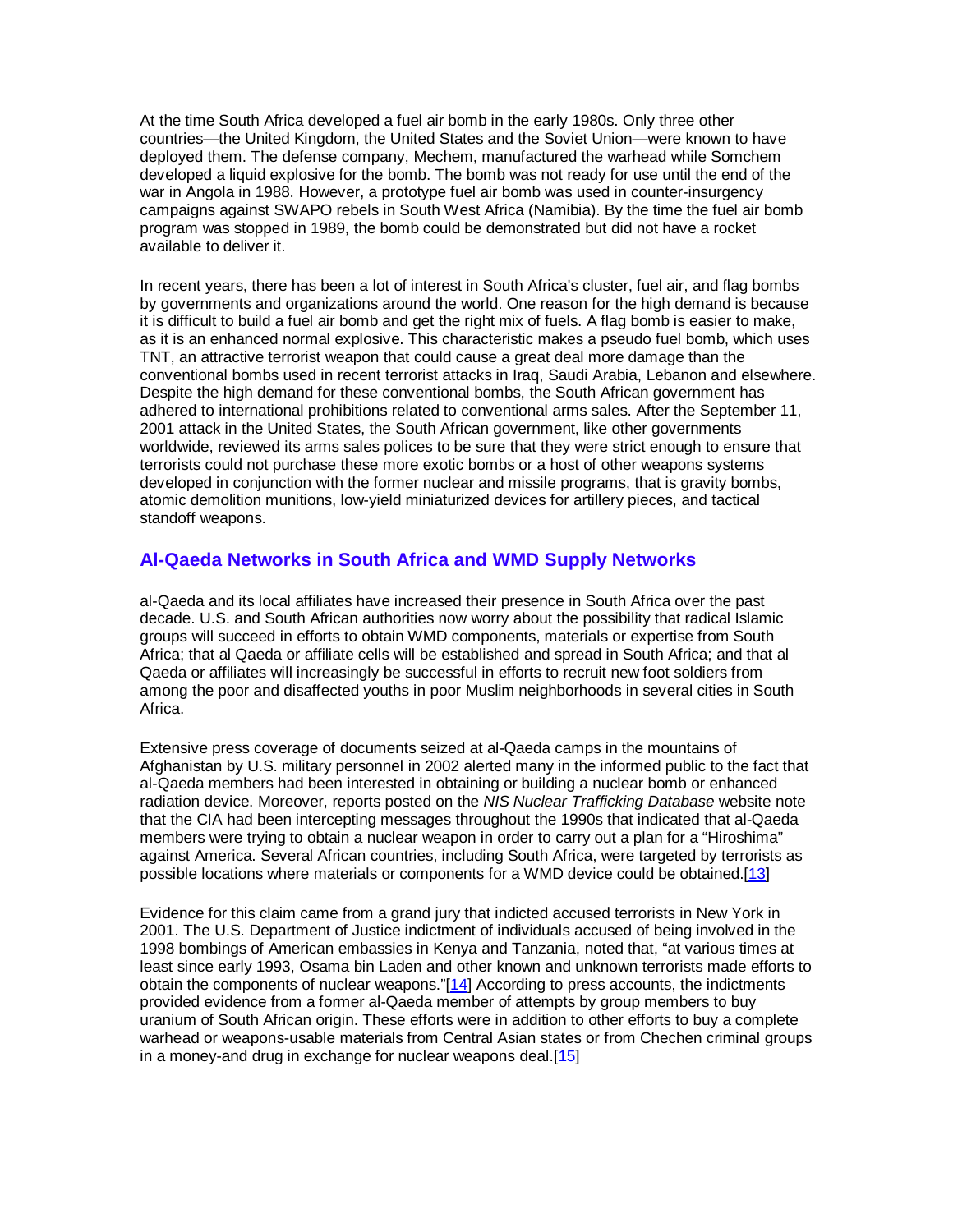At the time South Africa developed a fuel air bomb in the early 1980s. Only three other countries—the United Kingdom, the United States and the Soviet Union—were known to have deployed them. The defense company, Mechem, manufactured the warhead while Somchem developed a liquid explosive for the bomb. The bomb was not ready for use until the end of the war in Angola in 1988. However, a prototype fuel air bomb was used in counter-insurgency campaigns against SWAPO rebels in South West Africa (Namibia). By the time the fuel air bomb program was stopped in 1989, the bomb could be demonstrated but did not have a rocket available to deliver it.

In recent years, there has been a lot of interest in South Africa's cluster, fuel air, and flag bombs by governments and organizations around the world. One reason for the high demand is because it is difficult to build a fuel air bomb and get the right mix of fuels. A flag bomb is easier to make, as it is an enhanced normal explosive. This characteristic makes a pseudo fuel bomb, which uses TNT, an attractive terrorist weapon that could cause a great deal more damage than the conventional bombs used in recent terrorist attacks in Iraq, Saudi Arabia, Lebanon and elsewhere. Despite the high demand for these conventional bombs, the South African government has adhered to international prohibitions related to conventional arms sales. After the September 11, 2001 attack in the United States, the South African government, like other governments worldwide, reviewed its arms sales polices to be sure that they were strict enough to ensure that terrorists could not purchase these more exotic bombs or a host of other weapons systems developed in conjunction with the former nuclear and missile programs, that is gravity bombs, atomic demolition munitions, low-yield miniaturized devices for artillery pieces, and tactical standoff weapons.

## Al-Qaeda Networks in South Africa and WMD Supply Networks

al-Qaeda and its local affiliates have increased their presence in South Africa over the past decade. U.S. and South African authorities now worry about the possibility that radical Islamic groups will succeed in efforts to obtain WMD components, materials or expertise from South Africa; that al Qaeda or affiliate cells will be established and spread in South Africa; and that al Qaeda or affiliates will increasingly be successful in efforts to recruit new foot soldiers from among the poor and disaffected youths in poor Muslim neighborhoods in several cities in South Africa.

Extensive press coverage of documents seized at al-Qaeda camps in the mountains of Afghanistan by U.S. military personnel in 2002 alerted many in the informed public to the fact that al-Qaeda members had been interested in obtaining or building a nuclear bomb or enhanced radiation device. Moreover, reports posted on the *NIS Nuclear Trafficking Database* website note that the CIA had been intercepting messages throughout the 1990s that indicated that al-Qaeda members were trying to obtain a nuclear weapon in order to carry out a plan for a "Hiroshima" against America. Several African countries, including South Africa, were targeted by terrorists as possible locations where materials or components for a WMD device could be obtained.[13]

Evidence for this claim came from a grand jury that indicted accused terrorists in New York in 2001. The U.S. Department of Justice indictment of individuals accused of being involved in the 1998 bombings of American embassies in Kenya and Tanzania, noted that, "at various times at least since early 1993, Osama bin Laden and other known and unknown terrorists made efforts to obtain the components of nuclear weapons."[14] According to press accounts, the indictments provided evidence from a former al-Qaeda member of attempts by group members to buy uranium of South African origin. These efforts were in addition to other efforts to buy a complete warhead or weapons-usable materials from Central Asian states or from Chechen criminal groups in a money-and drug in exchange for nuclear weapons deal.[15]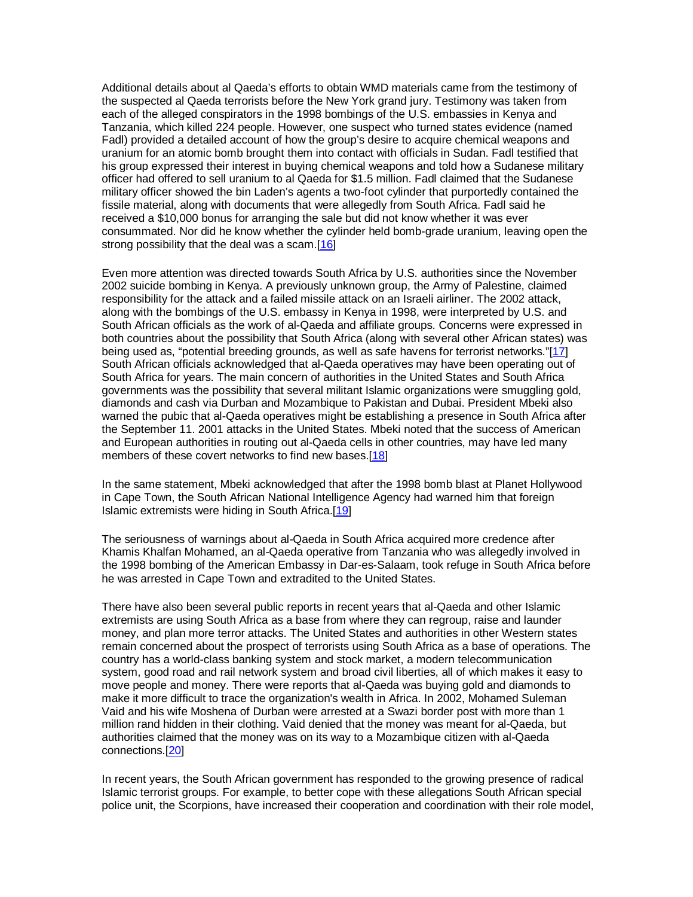Additional details about al Qaeda's efforts to obtain WMD materials came from the testimony of the suspected al Qaeda terrorists before the New York grand jury. Testimony was taken from each of the alleged conspirators in the 1998 bombings of the U.S. embassies in Kenya and Tanzania, which killed 224 people. However, one suspect who turned states evidence (named Fadl) provided a detailed account of how the group's desire to acquire chemical weapons and uranium for an atomic bomb brought them into contact with officials in Sudan. Fadl testified that his group expressed their interest in buying chemical weapons and told how a Sudanese military officer had offered to sell uranium to al Qaeda for $1.5 million. Fadl claimed that the Sudanese military officer showed the bin Laden's agents a two-foot cylinder that purportedly contained the fissile material, along with documents that were allegedly from South Africa. Fadl said he received a $10,000 bonus for arranging the sale but did not know whether it was ever consummated. Nor did he know whether the cylinder held bomb-grade uranium, leaving open the strong possibility that the deal was a scam.[16]

Even more attention was directed towards South Africa by U.S. authorities since the November 2002 suicide bombing in Kenya. A previously unknown group, the Army of Palestine, claimed responsibility for the attack and a failed missile attack on an Israeli airliner. The 2002 attack, along with the bombings of the U.S. embassy in Kenya in 1998, were interpreted by U.S. and South African officials as the work of al-Qaeda and affiliate groups. Concerns were expressed in both countries about the possibility that South Africa (along with several other African states) was being used as, "potential breeding grounds, as well as safe havens for terrorist networks."[17] South African officials acknowledged that al-Qaeda operatives may have been operating out of South Africa for years. The main concern of authorities in the United States and South Africa governments was the possibility that several militant Islamic organizations were smuggling gold, diamonds and cash via Durban and Mozambique to Pakistan and Dubai. President Mbeki also warned the pubic that al-Qaeda operatives might be establishing a presence in South Africa after the September 11. 2001 attacks in the United States. Mbeki noted that the success of American and European authorities in routing out al-Qaeda cells in other countries, may have led many members of these covert networks to find new bases.[18]

In the same statement, Mbeki acknowledged that after the 1998 bomb blast at Planet Hollywood in Cape Town, the South African National Intelligence Agency had warned him that foreign Islamic extremists were hiding in South Africa.[19]

The seriousness of warnings about al-Qaeda in South Africa acquired more credence after Khamis Khalfan Mohamed, an al-Qaeda operative from Tanzania who was allegedly involved in the 1998 bombing of the American Embassy in Dar-es-Salaam, took refuge in South Africa before he was arrested in Cape Town and extradited to the United States.

There have also been several public reports in recent years that al-Qaeda and other Islamic extremists are using South Africa as a base from where they can regroup, raise and launder money, and plan more terror attacks. The United States and authorities in other Western states remain concerned about the prospect of terrorists using South Africa as a base of operations. The country has a world-class banking system and stock market, a modern telecommunication system, good road and rail network system and broad civil liberties, all of which makes it easy to move people and money. There were reports that al-Qaeda was buying gold and diamonds to make it more difficult to trace the organization's wealth in Africa. In 2002, Mohamed Suleman Vaid and his wife Moshena of Durban were arrested at a Swazi border post with more than 1 million rand hidden in their clothing. Vaid denied that the money was meant for al-Qaeda, but authorities claimed that the money was on its way to a Mozambique citizen with al-Qaeda connections.[20]

In recent years, the South African government has responded to the growing presence of radical Islamic terrorist groups. For example, to better cope with these allegations South African special police unit, the Scorpions, have increased their cooperation and coordination with their role model,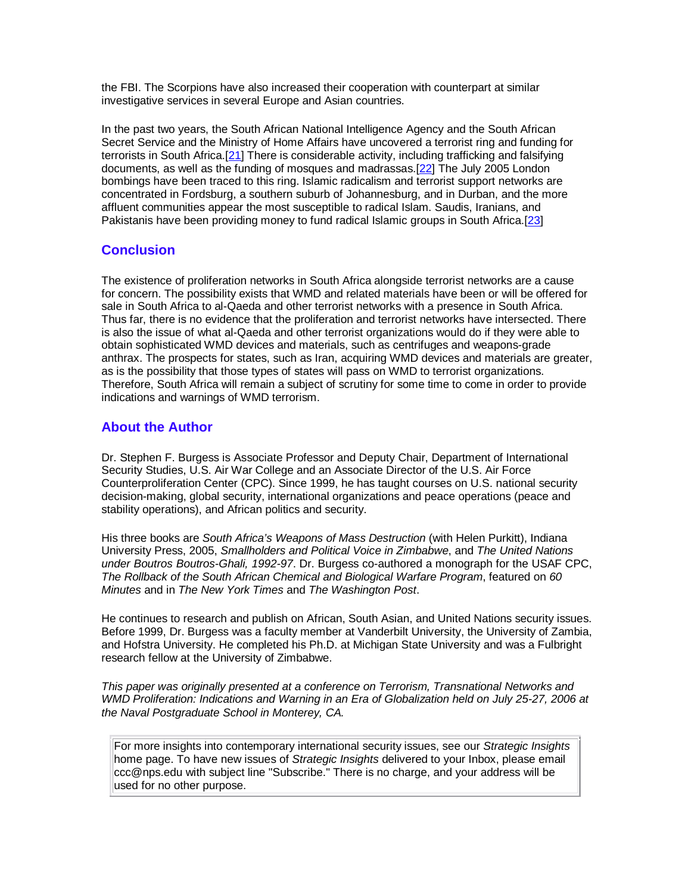the FBI. The Scorpions have also increased their cooperation with counterpart at similar investigative services in several Europe and Asian countries.

In the past two years, the South African National Intelligence Agency and the South African Secret Service and the Ministry of Home Affairs have uncovered a terrorist ring and funding for terrorists in South Africa.[21] There is considerable activity, including trafficking and falsifying documents, as well as the funding of mosques and madrassas.[22] The July 2005 London bombings have been traced to this ring. Islamic radicalism and terrorist support networks are concentrated in Fordsburg, a southern suburb of Johannesburg, and in Durban, and the more affluent communities appear the most susceptible to radical Islam. Saudis, Iranians, and Pakistanis have been providing money to fund radical Islamic groups in South Africa.[23]

## Conclusion

The existence of proliferation networks in South Africa alongside terrorist networks are a cause for concern. The possibility exists that WMD and related materials have been or will be offered for sale in South Africa to al-Qaeda and other terrorist networks with a presence in South Africa. Thus far, there is no evidence that the proliferation and terrorist networks have intersected. There is also the issue of what al-Qaeda and other terrorist organizations would do if they were able to obtain sophisticated WMD devices and materials, such as centrifuges and weapons-grade anthrax. The prospects for states, such as Iran, acquiring WMD devices and materials are greater, as is the possibility that those types of states will pass on WMD to terrorist organizations. Therefore, South Africa will remain a subject of scrutiny for some time to come in order to provide indications and warnings of WMD terrorism.

## About the Author

Dr. Stephen F. Burgess is Associate Professor and Deputy Chair, Department of International Security Studies, U.S. Air War College and an Associate Director of the U.S. Air Force Counterproliferation Center (CPC). Since 1999, he has taught courses on U.S. national security decision-making, global security, international organizations and peace operations (peace and stability operations), and African politics and security.

His three books are *South Africa's Weapons of Mass Destruction* (with Helen Purkitt), Indiana University Press, 2005, *Smallholders and Political Voice in Zimbabwe*, and *The United Nations under Boutros Boutros-Ghali, 1992-97*. Dr. Burgess co-authored a monograph for the USAF CPC, *The Rollback of the South African Chemical and Biological Warfare Program*, featured on *60 Minutes* and in *The New York Times* and *The Washington Post*.

He continues to research and publish on African, South Asian, and United Nations security issues. Before 1999, Dr. Burgess was a faculty member at Vanderbilt University, the University of Zambia, and Hofstra University. He completed his Ph.D. at Michigan State University and was a Fulbright research fellow at the University of Zimbabwe.

*This paper was originally presented at a conference on Terrorism, Transnational Networks and WMD Proliferation: Indications and Warning in an Era of Globalization held on July 25-27, 2006 at the Naval Postgraduate School in Monterey, CA.*

For more insights into contemporary international security issues, see our *Strategic Insights* home page. To have new issues of *Strategic Insights* delivered to your Inbox, please email ccc@nps.edu with subject line "Subscribe." There is no charge, and your address will be used for no other purpose.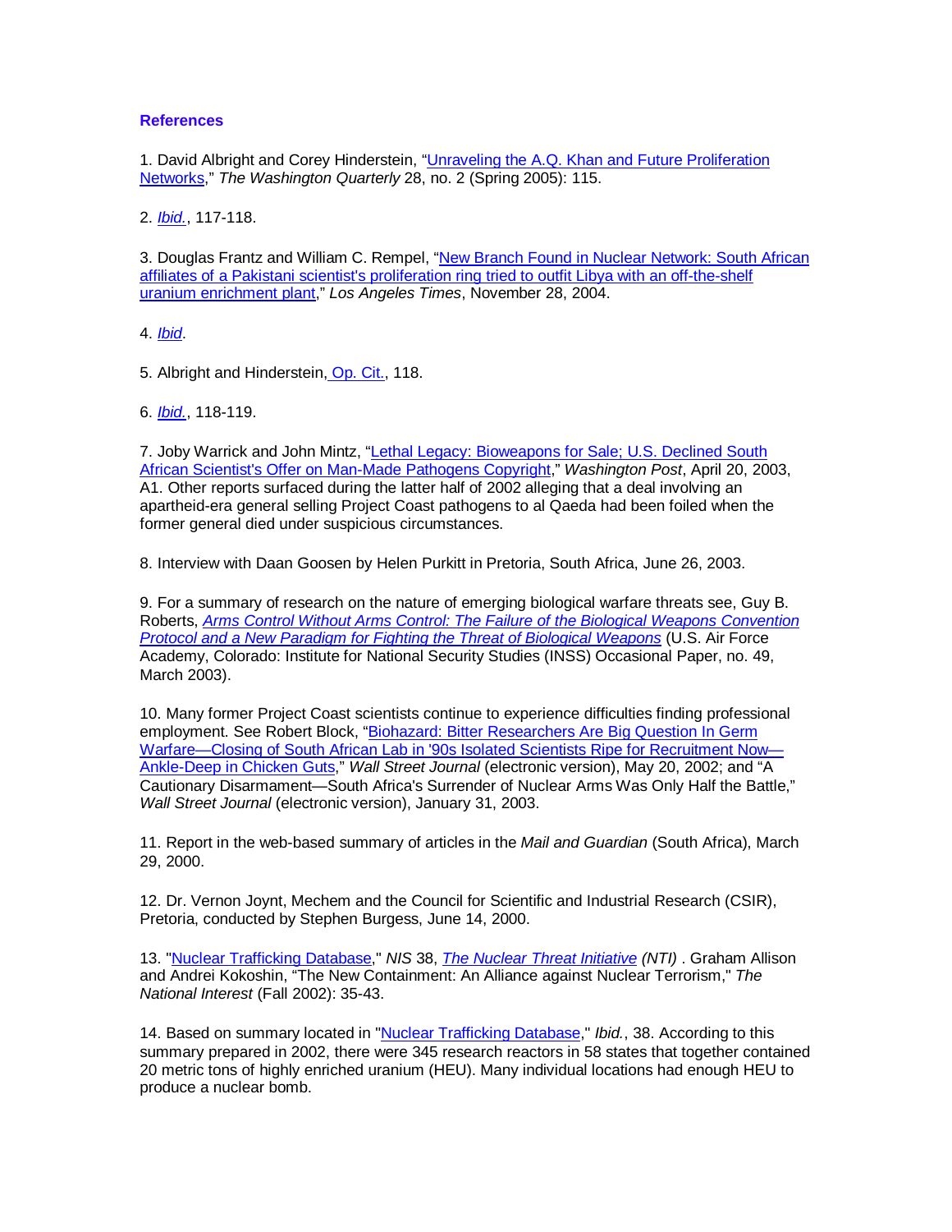## References

1. David Albright and Corey Hinderstein, "Unraveling the A.Q. Khan and Future Proliferation Networks," *The Washington Quarterly* 28, no. 2 (Spring 2005): 115.

2. *Ibid.*, 117-118.

3. Douglas Frantz and William C. Rempel, "New Branch Found in Nuclear Network: South African affiliates of a Pakistani scientist's proliferation ring tried to outfit Libya with an off-the-shelf uranium enrichment plant," *Los Angeles Times*, November 28, 2004.

4. *Ibid*.

5. Albright and Hinderstein, Op. Cit., 118.

6. *Ibid.*, 118-119.

7. Joby Warrick and John Mintz, "Lethal Legacy: Bioweapons for Sale; U.S. Declined South African Scientist's Offer on Man-Made Pathogens Copyright," *Washington Post*, April 20, 2003, A1. Other reports surfaced during the latter half of 2002 alleging that a deal involving an apartheid-era general selling Project Coast pathogens to al Qaeda had been foiled when the former general died under suspicious circumstances.

8. Interview with Daan Goosen by Helen Purkitt in Pretoria, South Africa, June 26, 2003.

9. For a summary of research on the nature of emerging biological warfare threats see, Guy B. Roberts, *Arms Control Without Arms Control: The Failure of the Biological Weapons Convention Protocol and a New Paradigm for Fighting the Threat of Biological Weapons* (U.S. Air Force Academy, Colorado: Institute for National Security Studies (INSS) Occasional Paper, no. 49, March 2003).

10. Many former Project Coast scientists continue to experience difficulties finding professional employment. See Robert Block, "Biohazard: Bitter Researchers Are Big Question In Germ Warfare—Closing of South African Lab in '90s Isolated Scientists Ripe for Recruitment Now—Ankle-Deep in Chicken Guts," *Wall Street Journal* (electronic version), May 20, 2002; and "A Cautionary Disarmament—South Africa's Surrender of Nuclear Arms Was Only Half the Battle," *Wall Street Journal* (electronic version), January 31, 2003.

11. Report in the web-based summary of articles in the *Mail and Guardian* (South Africa), March 29, 2000.

12. Dr. Vernon Joynt, Mechem and the Council for Scientific and Industrial Research (CSIR), Pretoria, conducted by Stephen Burgess, June 14, 2000.

13. "Nuclear Trafficking Database," *NIS* 38, *The Nuclear Threat Initiative (NTI)* . Graham Allison and Andrei Kokoshin, "The New Containment: An Alliance against Nuclear Terrorism," *The National Interest* (Fall 2002): 35-43.

14. Based on summary located in "Nuclear Trafficking Database," *Ibid.*, 38. According to this summary prepared in 2002, there were 345 research reactors in 58 states that together contained 20 metric tons of highly enriched uranium (HEU). Many individual locations had enough HEU to produce a nuclear bomb.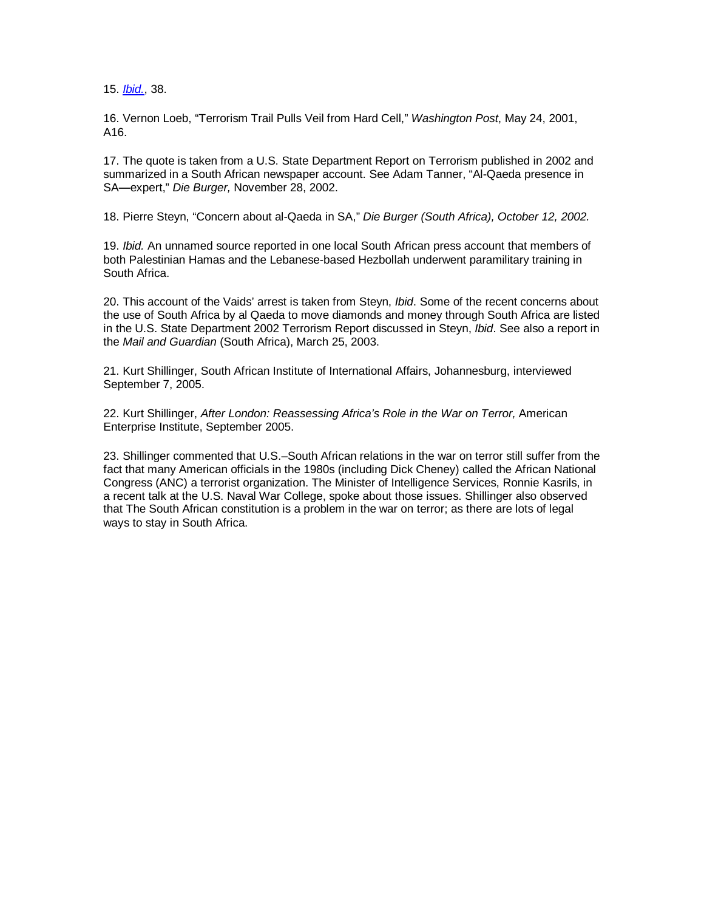15. *Ibid.*, 38.

16. Vernon Loeb, "Terrorism Trail Pulls Veil from Hard Cell," *Washington Post*, May 24, 2001, A16.

17. The quote is taken from a U.S. State Department Report on Terrorism published in 2002 and summarized in a South African newspaper account. See Adam Tanner, "Al-Qaeda presence in SA—expert," *Die Burger,* November 28, 2002.

18. Pierre Steyn, "Concern about al-Qaeda in SA," *Die Burger (South Africa), October 12, 2002.*

19. *Ibid.* An unnamed source reported in one local South African press account that members of both Palestinian Hamas and the Lebanese-based Hezbollah underwent paramilitary training in South Africa.

20. This account of the Vaids' arrest is taken from Steyn, *Ibid*. Some of the recent concerns about the use of South Africa by al Qaeda to move diamonds and money through South Africa are listed in the U.S. State Department 2002 Terrorism Report discussed in Steyn, *Ibid*. See also a report in the *Mail and Guardian* (South Africa), March 25, 2003.

21. Kurt Shillinger, South African Institute of International Affairs, Johannesburg, interviewed September 7, 2005.

22. Kurt Shillinger, *After London: Reassessing Africa's Role in the War on Terror,* American Enterprise Institute, September 2005.

23. Shillinger commented that U.S.–South African relations in the war on terror still suffer from the fact that many American officials in the 1980s (including Dick Cheney) called the African National Congress (ANC) a terrorist organization. The Minister of Intelligence Services, Ronnie Kasrils, in a recent talk at the U.S. Naval War College, spoke about those issues. Shillinger also observed that The South African constitution is a problem in the war on terror; as there are lots of legal ways to stay in South Africa.